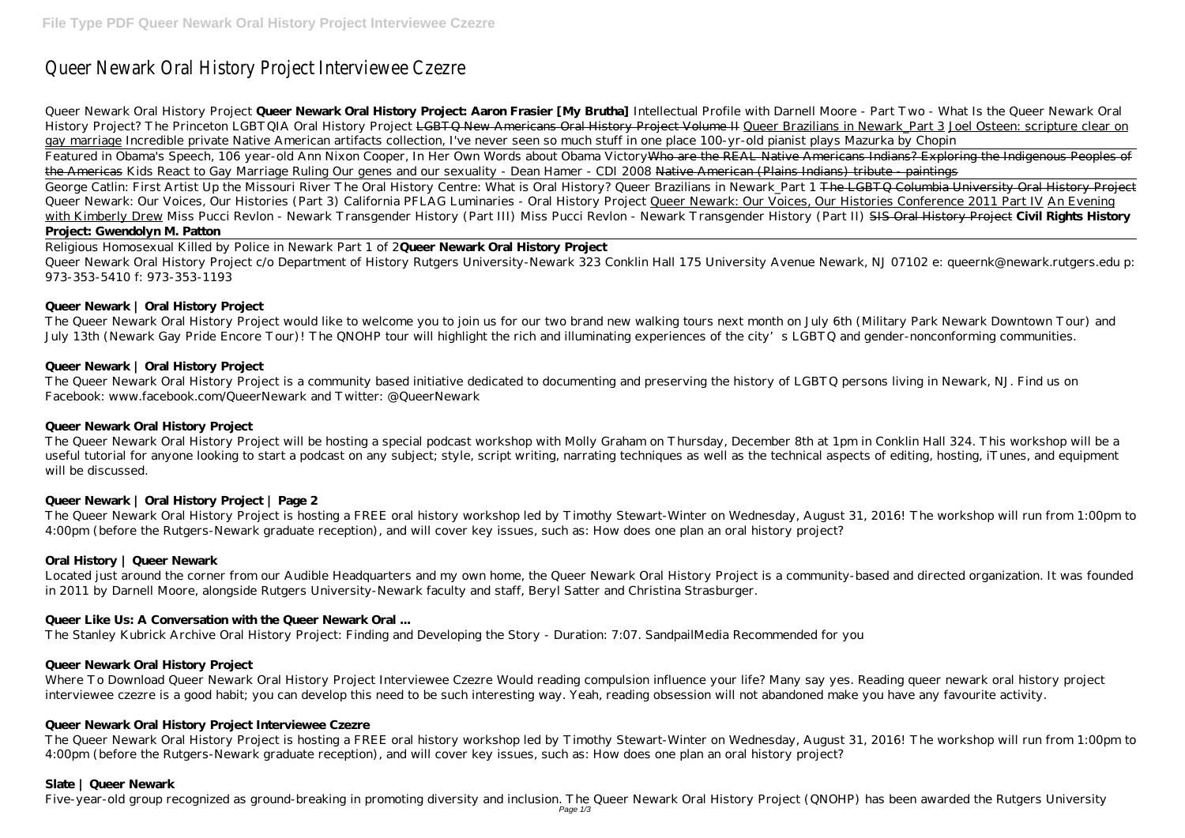# Queer Newark Oral History Project Interviewee Czezre

*Queer Newark Oral History Project* **Queer Newark Oral History Project: Aaron Frasier [My Brutha]** *Intellectual Profile with Darnell Moore - Part Two - What Is the Queer Newark Oral History Project? The Princeton LGBTQIA Oral History Project* LGBTQ New Americans Oral History Project Volume II Queer Brazilians in Newark_Part 3 Joel Osteen: scripture clear on gay marriage *Incredible private Native American artifacts collection, I've never seen so much stuff in one place 100-yr-old pianist plays Mazurka by Chopin* Featured in Obama's Speech, 106 year-old Ann Nixon Cooper, In Her Own Words about Obama Victory Who are the REAL Native Americans Indians? Exploring the Indigenous Peoples of the Americas *Kids React to Gay Marriage Ruling Our genes and our sexuality - Dean Hamer - CDI 2008* Native American (Plains Indians) tribute - paintings George Catlin: First Artist Up the Missouri River *The Oral History Centre: What is Oral History? Queer Brazilians in Newark_Part 1* The LGBTQ Columbia University Oral History Project *Queer Newark: Our Voices, Our Histories (Part 3) California PFLAG Luminaries - Oral History Project* Queer Newark: Our Voices, Our Histories Conference 2011 Part IV An Evening with Kimberly Drew *Miss Pucci Revlon - Newark Transgender History (Part III) Miss Pucci Revlon - Newark Transgender History (Part II)* SIS Oral History Project **Civil Rights History Project: Gwendolyn M. Patton**

Religious Homosexual Killed by Police in Newark Part 1 of 2**Queer Newark Oral History Project**

Queer Newark Oral History Project c/o Department of History Rutgers University-Newark 323 Conklin Hall 175 University Avenue Newark, NJ 07102 e: queernk@newark.rutgers.edu p: 973-353-5410 f: 973-353-1193

### Queer Newark | Oral History Project

The Queer Newark Oral History Project would like to welcome you to join us for our two brand new walking tours next month on July 6th (Military Park Newark Downtown Tour) and July 13th (Newark Gay Pride Encore Tour)! The QNOHP tour will highlight the rich and illuminating experiences of the city's LGBTQ and gender-nonconforming communities.

### Queer Newark | Oral History Project

The Queer Newark Oral History Project is a community based initiative dedicated to documenting and preserving the history of LGBTQ persons living in Newark, NJ. Find us on Facebook: www.facebook.com/QueerNewark and Twitter: @QueerNewark

### Queer Newark Oral History Project

The Queer Newark Oral History Project will be hosting a special podcast workshop with Molly Graham on Thursday, December 8th at 1pm in Conklin Hall 324. This workshop will be a useful tutorial for anyone looking to start a podcast on any subject; style, script writing, narrating techniques as well as the technical aspects of editing, hosting, iTunes, and equipment will be discussed.

### Queer Newark | Oral History Project | Page 2

The Queer Newark Oral History Project is hosting a FREE oral history workshop led by Timothy Stewart-Winter on Wednesday, August 31, 2016! The workshop will run from 1:00pm to 4:00pm (before the Rutgers-Newark graduate reception), and will cover key issues, such as: How does one plan an oral history project?

### Oral History | Queer Newark

Located just around the corner from our Audible Headquarters and my own home, the Queer Newark Oral History Project is a community-based and directed organization. It was founded in 2011 by Darnell Moore, alongside Rutgers University-Newark faculty and staff, Beryl Satter and Christina Strasburger.

### Queer Like Us: A Conversation with the Queer Newark Oral ...

The Stanley Kubrick Archive Oral History Project: Finding and Developing the Story - Duration: 7:07. SandpailMedia Recommended for you

### Queer Newark Oral History Project

Where To Download Queer Newark Oral History Project Interviewee Czezre Would reading compulsion influence your life? Many say yes. Reading queer newark oral history project interviewee czezre is a good habit; you can develop this need to be such interesting way. Yeah, reading obsession will not abandoned make you have any favourite activity.

### Queer Newark Oral History Project Interviewee Czezre

The Queer Newark Oral History Project is hosting a FREE oral history workshop led by Timothy Stewart-Winter on Wednesday, August 31, 2016! The workshop will run from 1:00pm to 4:00pm (before the Rutgers-Newark graduate reception), and will cover key issues, such as: How does one plan an oral history project?

### Slate | Queer Newark

Five-year-old group recognized as ground-breaking in promoting diversity and inclusion. The Queer Newark Oral History Project (QNOHP) has been awarded the Rutgers University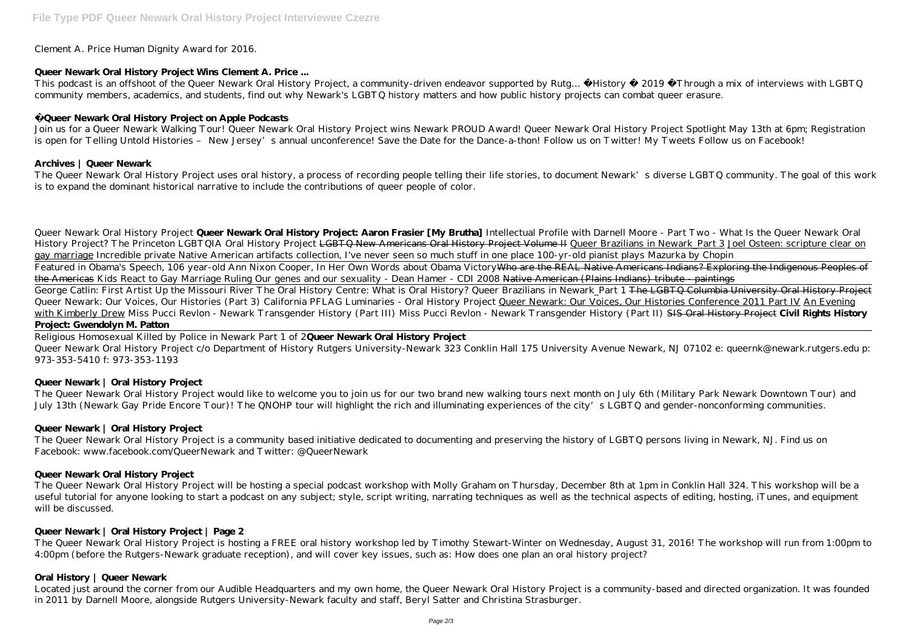Clement A. Price Human Dignity Award for 2016.

**Queer Newark Oral History Project Wins Clement A. Price ...**

This podcast is an offshoot of the Queer Newark Oral History Project, a community-driven endeavor supported by Rutg… History · 2019 · Through a mix of interviews with LGBTQ community members, academics, and students, find out why Newark's LGBTQ history matters and how public history projects can combat queer erasure.

**Queer Newark Oral History Project on Apple Podcasts**

Join us for a Queer Newark Walking Tour! Queer Newark Oral History Project wins Newark PROUD Award! Queer Newark Oral History Project Spotlight May 13th at 6pm; Registration is open for Telling Untold Histories – New Jersey's annual unconference! Save the Date for the Dance-a-thon! Follow us on Twitter! My Tweets Follow us on Facebook!

**Archives | Queer Newark**

The Queer Newark Oral History Project uses oral history, a process of recording people telling their life stories, to document Newark's diverse LGBTQ community. The goal of this work is to expand the dominant historical narrative to include the contributions of queer people of color.

*Queer Newark Oral History Project* **Queer Newark Oral History Project: Aaron Frasier [My Brutha]** *Intellectual Profile with Darnell Moore - Part Two - What Is the Queer Newark Oral History Project? The Princeton LGBTQIA Oral History Project* ~~LGBTQ New Americans Oral History Project Volume II~~ Queer Brazilians in Newark\_Part 3 Joel Osteen: scripture clear on gay marriage *Incredible private Native American artifacts collection, I've never seen so much stuff in one place 100-yr-old pianist plays Mazurka by Chopin*
Featured in Obama's Speech, 106 year-old Ann Nixon Cooper, In Her Own Words about Obama Victory~~Who are the REAL Native Americans Indians? Exploring the Indigenous Peoples of the Americas~~ *Kids React to Gay Marriage Ruling Our genes and our sexuality - Dean Hamer - CDI 2008* ~~Native American (Plains Indians) tribute - paintings~~
George Catlin: First Artist Up the Missouri River *The Oral History Centre: What is Oral History? Queer Brazilians in Newark\_Part 1* ~~The LGBTQ Columbia University Oral History Project~~ *Queer Newark: Our Voices, Our Histories (Part 3) California PFLAG Luminaries - Oral History Project* Queer Newark: Our Voices, Our Histories Conference 2011 Part IV An Evening with Kimberly Drew *Miss Pucci Revlon - Newark Transgender History (Part III) Miss Pucci Revlon - Newark Transgender History (Part II)* ~~SIS Oral History Project~~ **Civil Rights History Project: Gwendolyn M. Patton**
Religious Homosexual Killed by Police in Newark Part 1 of 2**Queer Newark Oral History Project**

Queer Newark Oral History Project c/o Department of History Rutgers University-Newark 323 Conklin Hall 175 University Avenue Newark, NJ 07102 e: queernk@newark.rutgers.edu p: 973-353-5410 f: 973-353-1193

**Queer Newark | Oral History Project**

The Queer Newark Oral History Project would like to welcome you to join us for our two brand new walking tours next month on July 6th (Military Park Newark Downtown Tour) and July 13th (Newark Gay Pride Encore Tour)! The QNOHP tour will highlight the rich and illuminating experiences of the city's LGBTQ and gender-nonconforming communities.

**Queer Newark | Oral History Project**

The Queer Newark Oral History Project is a community based initiative dedicated to documenting and preserving the history of LGBTQ persons living in Newark, NJ. Find us on Facebook: www.facebook.com/QueerNewark and Twitter: @QueerNewark

**Queer Newark Oral History Project**

The Queer Newark Oral History Project will be hosting a special podcast workshop with Molly Graham on Thursday, December 8th at 1pm in Conklin Hall 324. This workshop will be a useful tutorial for anyone looking to start a podcast on any subject; style, script writing, narrating techniques as well as the technical aspects of editing, hosting, iTunes, and equipment will be discussed.

**Queer Newark | Oral History Project | Page 2**

The Queer Newark Oral History Project is hosting a FREE oral history workshop led by Timothy Stewart-Winter on Wednesday, August 31, 2016! The workshop will run from 1:00pm to 4:00pm (before the Rutgers-Newark graduate reception), and will cover key issues, such as: How does one plan an oral history project?

**Oral History | Queer Newark**

Located just around the corner from our Audible Headquarters and my own home, the Queer Newark Oral History Project is a community-based and directed organization. It was founded in 2011 by Darnell Moore, alongside Rutgers University-Newark faculty and staff, Beryl Satter and Christina Strasburger.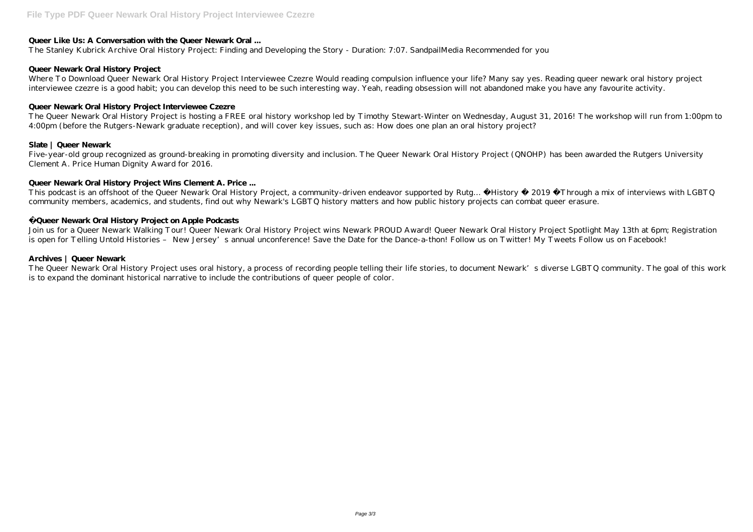**Queer Like Us: A Conversation with the Queer Newark Oral ...**

The Stanley Kubrick Archive Oral History Project: Finding and Developing the Story - Duration: 7:07. SandpailMedia Recommended for you

**Queer Newark Oral History Project**

Where To Download Queer Newark Oral History Project Interviewee Czezre Would reading compulsion influence your life? Many say yes. Reading queer newark oral history project interviewee czezre is a good habit; you can develop this need to be such interesting way. Yeah, reading obsession will not abandoned make you have any favourite activity.

**Queer Newark Oral History Project Interviewee Czezre**

The Queer Newark Oral History Project is hosting a FREE oral history workshop led by Timothy Stewart-Winter on Wednesday, August 31, 2016! The workshop will run from 1:00pm to 4:00pm (before the Rutgers-Newark graduate reception), and will cover key issues, such as: How does one plan an oral history project?

**Slate | Queer Newark**

Five-year-old group recognized as ground-breaking in promoting diversity and inclusion. The Queer Newark Oral History Project (QNOHP) has been awarded the Rutgers University Clement A. Price Human Dignity Award for 2016.

**Queer Newark Oral History Project Wins Clement A. Price ...**

This podcast is an offshoot of the Queer Newark Oral History Project, a community-driven endeavor supported by Rutg… History · 2019 Through a mix of interviews with LGBTQ community members, academics, and students, find out why Newark's LGBTQ history matters and how public history projects can combat queer erasure.

**Queer Newark Oral History Project on Apple Podcasts**

Join us for a Queer Newark Walking Tour! Queer Newark Oral History Project wins Newark PROUD Award! Queer Newark Oral History Project Spotlight May 13th at 6pm; Registration is open for Telling Untold Histories – New Jersey's annual unconference! Save the Date for the Dance-a-thon! Follow us on Twitter! My Tweets Follow us on Facebook!

**Archives | Queer Newark**

The Queer Newark Oral History Project uses oral history, a process of recording people telling their life stories, to document Newark's diverse LGBTQ community. The goal of this work is to expand the dominant historical narrative to include the contributions of queer people of color.